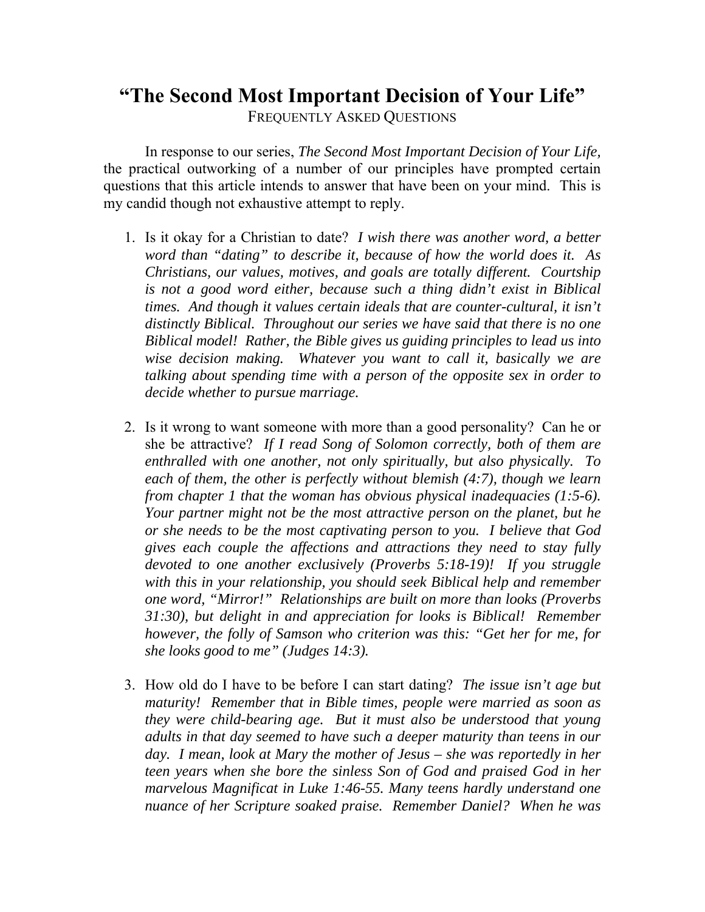# "The Second Most Important Decision of Your Life"

FREQUENTLY ASKED QUESTIONS

In response to our series, *The Second Most Important Decision of Your Life*, the practical outworking of a number of our principles have prompted certain questions that this article intends to answer that have been on your mind. This is my candid though not exhaustive attempt to reply.

1. Is it okay for a Christian to date? *I wish there was another word, a better word than "dating" to describe it, because of how the world does it. As Christians, our values, motives, and goals are totally different. Courtship is not a good word either, because such a thing didn't exist in Biblical times. And though it values certain ideals that are counter-cultural, it isn't distinctly Biblical. Throughout our series we have said that there is no one Biblical model! Rather, the Bible gives us guiding principles to lead us into wise decision making. Whatever you want to call it, basically we are talking about spending time with a person of the opposite sex in order to decide whether to pursue marriage.*

2. Is it wrong to want someone with more than a good personality? Can he or she be attractive? *If I read Song of Solomon correctly, both of them are enthralled with one another, not only spiritually, but also physically. To each of them, the other is perfectly without blemish (4:7), though we learn from chapter 1 that the woman has obvious physical inadequacies (1:5-6). Your partner might not be the most attractive person on the planet, but he or she needs to be the most captivating person to you. I believe that God gives each couple the affections and attractions they need to stay fully devoted to one another exclusively (Proverbs 5:18-19)! If you struggle with this in your relationship, you should seek Biblical help and remember one word, "Mirror!" Relationships are built on more than looks (Proverbs 31:30), but delight in and appreciation for looks is Biblical! Remember however, the folly of Samson who criterion was this: "Get her for me, for she looks good to me" (Judges 14:3).*

3. How old do I have to be before I can start dating? *The issue isn't age but maturity! Remember that in Bible times, people were married as soon as they were child-bearing age. But it must also be understood that young adults in that day seemed to have such a deeper maturity than teens in our day. I mean, look at Mary the mother of Jesus – she was reportedly in her teen years when she bore the sinless Son of God and praised God in her marvelous Magnificat in Luke 1:46-55. Many teens hardly understand one nuance of her Scripture soaked praise. Remember Daniel? When he was*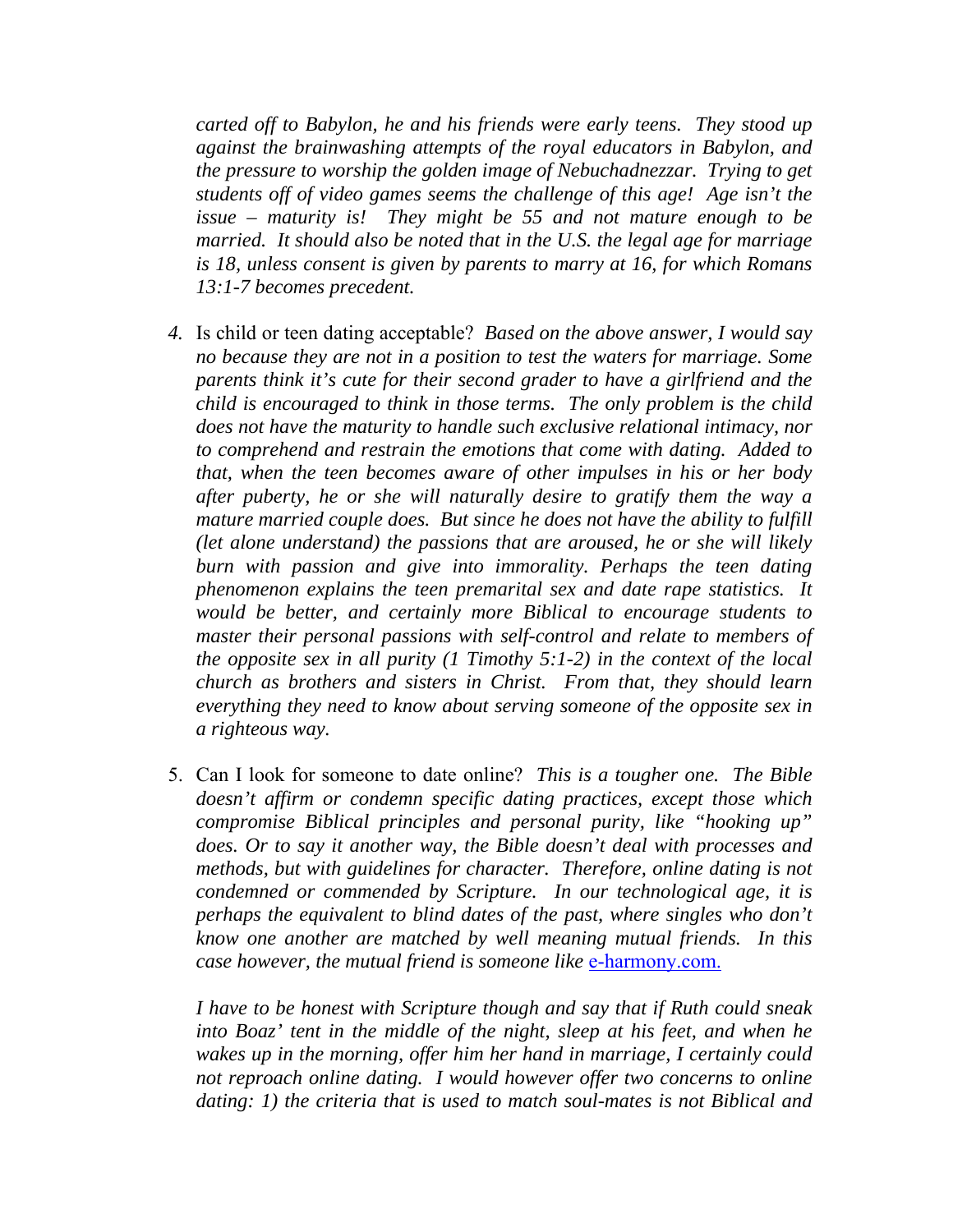*carted off to Babylon, he and his friends were early teens. They stood up against the brainwashing attempts of the royal educators in Babylon, and the pressure to worship the golden image of Nebuchadnezzar. Trying to get students off of video games seems the challenge of this age! Age isn't the issue – maturity is! They might be 55 and not mature enough to be married. It should also be noted that in the U.S. the legal age for marriage is 18, unless consent is given by parents to marry at 16, for which Romans 13:1-7 becomes precedent.*

4. Is child or teen dating acceptable? *Based on the above answer, I would say no because they are not in a position to test the waters for marriage. Some parents think it's cute for their second grader to have a girlfriend and the child is encouraged to think in those terms. The only problem is the child does not have the maturity to handle such exclusive relational intimacy, nor to comprehend and restrain the emotions that come with dating. Added to that, when the teen becomes aware of other impulses in his or her body after puberty, he or she will naturally desire to gratify them the way a mature married couple does. But since he does not have the ability to fulfill (let alone understand) the passions that are aroused, he or she will likely burn with passion and give into immorality. Perhaps the teen dating phenomenon explains the teen premarital sex and date rape statistics. It would be better, and certainly more Biblical to encourage students to master their personal passions with self-control and relate to members of the opposite sex in all purity (1 Timothy 5:1-2) in the context of the local church as brothers and sisters in Christ. From that, they should learn everything they need to know about serving someone of the opposite sex in a righteous way.*

5. Can I look for someone to date online? *This is a tougher one. The Bible doesn't affirm or condemn specific dating practices, except those which compromise Biblical principles and personal purity, like "hooking up" does. Or to say it another way, the Bible doesn't deal with processes and methods, but with guidelines for character. Therefore, online dating is not condemned or commended by Scripture. In our technological age, it is perhaps the equivalent to blind dates of the past, where singles who don't know one another are matched by well meaning mutual friends. In this case however, the mutual friend is someone like* [e-harmony.com.](e-harmony.com)

   *I have to be honest with Scripture though and say that if Ruth could sneak into Boaz' tent in the middle of the night, sleep at his feet, and when he wakes up in the morning, offer him her hand in marriage, I certainly could not reproach online dating. I would however offer two concerns to online dating: 1) the criteria that is used to match soul-mates is not Biblical and*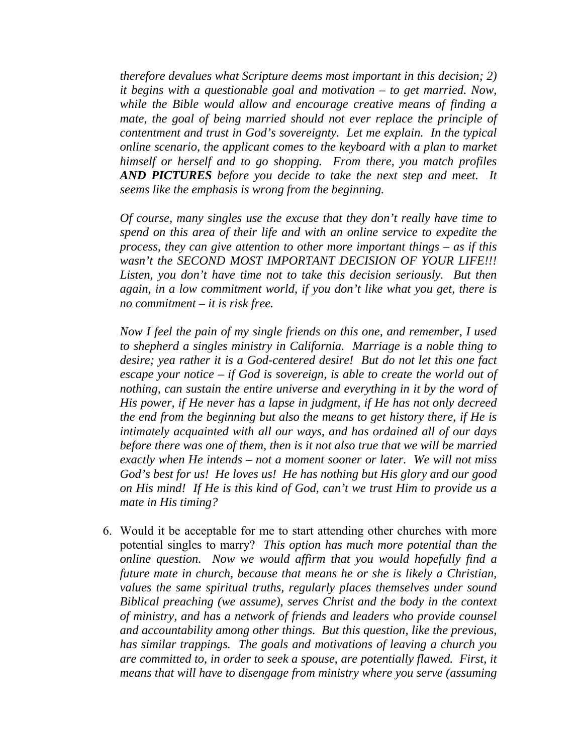*therefore devalues what Scripture deems most important in this decision; 2) it begins with a questionable goal and motivation – to get married. Now, while the Bible would allow and encourage creative means of finding a mate, the goal of being married should not ever replace the principle of contentment and trust in God's sovereignty. Let me explain. In the typical online scenario, the applicant comes to the keyboard with a plan to market himself or herself and to go shopping. From there, you match profiles **AND PICTURES** before you decide to take the next step and meet. It seems like the emphasis is wrong from the beginning.*

*Of course, many singles use the excuse that they don't really have time to spend on this area of their life and with an online service to expedite the process, they can give attention to other more important things – as if this wasn't the SECOND MOST IMPORTANT DECISION OF YOUR LIFE!!! Listen, you don't have time not to take this decision seriously. But then again, in a low commitment world, if you don't like what you get, there is no commitment – it is risk free.*

*Now I feel the pain of my single friends on this one, and remember, I used to shepherd a singles ministry in California. Marriage is a noble thing to desire; yea rather it is a God-centered desire! But do not let this one fact escape your notice – if God is sovereign, is able to create the world out of nothing, can sustain the entire universe and everything in it by the word of His power, if He never has a lapse in judgment, if He has not only decreed the end from the beginning but also the means to get history there, if He is intimately acquainted with all our ways, and has ordained all of our days before there was one of them, then is it not also true that we will be married exactly when He intends – not a moment sooner or later. We will not miss God's best for us! He loves us! He has nothing but His glory and our good on His mind! If He is this kind of God, can't we trust Him to provide us a mate in His timing?*

6. Would it be acceptable for me to start attending other churches with more potential singles to marry? *This option has much more potential than the online question. Now we would affirm that you would hopefully find a future mate in church, because that means he or she is likely a Christian, values the same spiritual truths, regularly places themselves under sound Biblical preaching (we assume), serves Christ and the body in the context of ministry, and has a network of friends and leaders who provide counsel and accountability among other things. But this question, like the previous, has similar trappings. The goals and motivations of leaving a church you are committed to, in order to seek a spouse, are potentially flawed. First, it means that will have to disengage from ministry where you serve (assuming*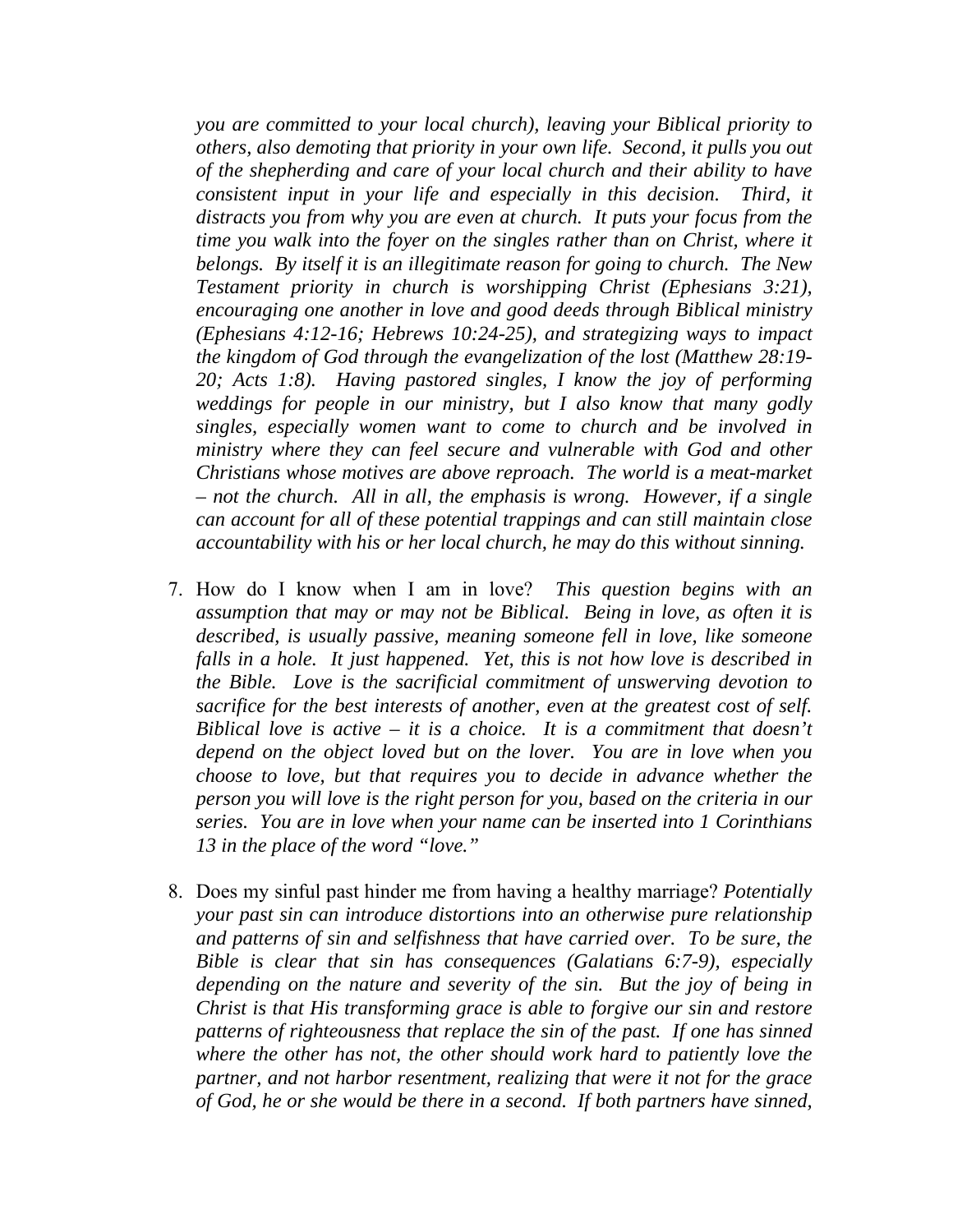*you are committed to your local church), leaving your Biblical priority to others, also demoting that priority in your own life. Second, it pulls you out of the shepherding and care of your local church and their ability to have consistent input in your life and especially in this decision. Third, it distracts you from why you are even at church. It puts your focus from the time you walk into the foyer on the singles rather than on Christ, where it belongs. By itself it is an illegitimate reason for going to church. The New Testament priority in church is worshipping Christ (Ephesians 3:21), encouraging one another in love and good deeds through Biblical ministry (Ephesians 4:12-16; Hebrews 10:24-25), and strategizing ways to impact the kingdom of God through the evangelization of the lost (Matthew 28:19-20; Acts 1:8). Having pastored singles, I know the joy of performing weddings for people in our ministry, but I also know that many godly singles, especially women want to come to church and be involved in ministry where they can feel secure and vulnerable with God and other Christians whose motives are above reproach. The world is a meat-market – not the church. All in all, the emphasis is wrong. However, if a single can account for all of these potential trappings and can still maintain close accountability with his or her local church, he may do this without sinning.*

7. How do I know when I am in love? *This question begins with an assumption that may or may not be Biblical. Being in love, as often it is described, is usually passive, meaning someone fell in love, like someone falls in a hole. It just happened. Yet, this is not how love is described in the Bible. Love is the sacrificial commitment of unswerving devotion to sacrifice for the best interests of another, even at the greatest cost of self. Biblical love is active – it is a choice. It is a commitment that doesn't depend on the object loved but on the lover. You are in love when you choose to love, but that requires you to decide in advance whether the person you will love is the right person for you, based on the criteria in our series. You are in love when your name can be inserted into 1 Corinthians 13 in the place of the word "love."*

8. Does my sinful past hinder me from having a healthy marriage? *Potentially your past sin can introduce distortions into an otherwise pure relationship and patterns of sin and selfishness that have carried over. To be sure, the Bible is clear that sin has consequences (Galatians 6:7-9), especially depending on the nature and severity of the sin. But the joy of being in Christ is that His transforming grace is able to forgive our sin and restore patterns of righteousness that replace the sin of the past. If one has sinned where the other has not, the other should work hard to patiently love the partner, and not harbor resentment, realizing that were it not for the grace of God, he or she would be there in a second. If both partners have sinned,*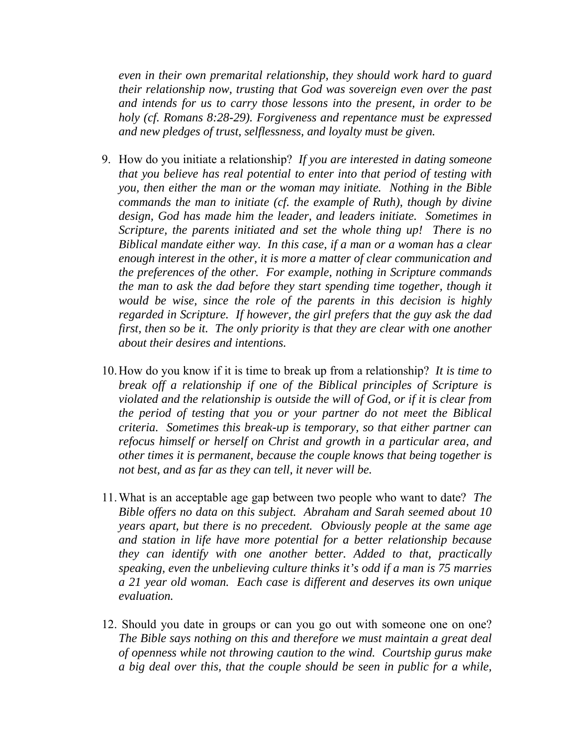*even in their own premarital relationship, they should work hard to guard their relationship now, trusting that God was sovereign even over the past and intends for us to carry those lessons into the present, in order to be holy (cf. Romans 8:28-29). Forgiveness and repentance must be expressed and new pledges of trust, selflessness, and loyalty must be given.*

9. How do you initiate a relationship? *If you are interested in dating someone that you believe has real potential to enter into that period of testing with you, then either the man or the woman may initiate. Nothing in the Bible commands the man to initiate (cf. the example of Ruth), though by divine design, God has made him the leader, and leaders initiate. Sometimes in Scripture, the parents initiated and set the whole thing up! There is no Biblical mandate either way. In this case, if a man or a woman has a clear enough interest in the other, it is more a matter of clear communication and the preferences of the other. For example, nothing in Scripture commands the man to ask the dad before they start spending time together, though it would be wise, since the role of the parents in this decision is highly regarded in Scripture. If however, the girl prefers that the guy ask the dad first, then so be it. The only priority is that they are clear with one another about their desires and intentions.*

10. How do you know if it is time to break up from a relationship? *It is time to break off a relationship if one of the Biblical principles of Scripture is violated and the relationship is outside the will of God, or if it is clear from the period of testing that you or your partner do not meet the Biblical criteria. Sometimes this break-up is temporary, so that either partner can refocus himself or herself on Christ and growth in a particular area, and other times it is permanent, because the couple knows that being together is not best, and as far as they can tell, it never will be.*

11. What is an acceptable age gap between two people who want to date? *The Bible offers no data on this subject. Abraham and Sarah seemed about 10 years apart, but there is no precedent. Obviously people at the same age and station in life have more potential for a better relationship because they can identify with one another better. Added to that, practically speaking, even the unbelieving culture thinks it's odd if a man is 75 marries a 21 year old woman. Each case is different and deserves its own unique evaluation.*

12. Should you date in groups or can you go out with someone one on one? *The Bible says nothing on this and therefore we must maintain a great deal of openness while not throwing caution to the wind. Courtship gurus make a big deal over this, that the couple should be seen in public for a while,*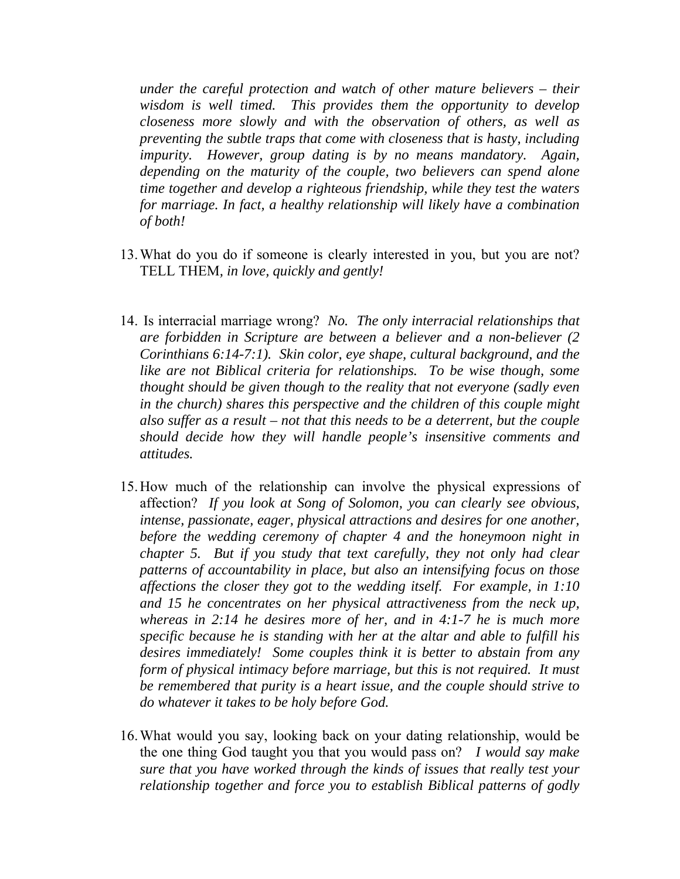*under the careful protection and watch of other mature believers – their wisdom is well timed. This provides them the opportunity to develop closeness more slowly and with the observation of others, as well as preventing the subtle traps that come with closeness that is hasty, including impurity. However, group dating is by no means mandatory. Again, depending on the maturity of the couple, two believers can spend alone time together and develop a righteous friendship, while they test the waters for marriage. In fact, a healthy relationship will likely have a combination of both!*

13. What do you do if someone is clearly interested in you, but you are not? TELL THEM*, in love, quickly and gently!*

14. Is interracial marriage wrong? *No. The only interracial relationships that are forbidden in Scripture are between a believer and a non-believer (2 Corinthians 6:14-7:1). Skin color, eye shape, cultural background, and the like are not Biblical criteria for relationships. To be wise though, some thought should be given though to the reality that not everyone (sadly even in the church) shares this perspective and the children of this couple might also suffer as a result – not that this needs to be a deterrent, but the couple should decide how they will handle people's insensitive comments and attitudes.*

15. How much of the relationship can involve the physical expressions of affection? *If you look at Song of Solomon, you can clearly see obvious, intense, passionate, eager, physical attractions and desires for one another, before the wedding ceremony of chapter 4 and the honeymoon night in chapter 5. But if you study that text carefully, they not only had clear patterns of accountability in place, but also an intensifying focus on those affections the closer they got to the wedding itself. For example, in 1:10 and 15 he concentrates on her physical attractiveness from the neck up, whereas in 2:14 he desires more of her, and in 4:1-7 he is much more specific because he is standing with her at the altar and able to fulfill his desires immediately! Some couples think it is better to abstain from any form of physical intimacy before marriage, but this is not required. It must be remembered that purity is a heart issue, and the couple should strive to do whatever it takes to be holy before God.*

16. What would you say, looking back on your dating relationship, would be the one thing God taught you that you would pass on? *I would say make sure that you have worked through the kinds of issues that really test your relationship together and force you to establish Biblical patterns of godly*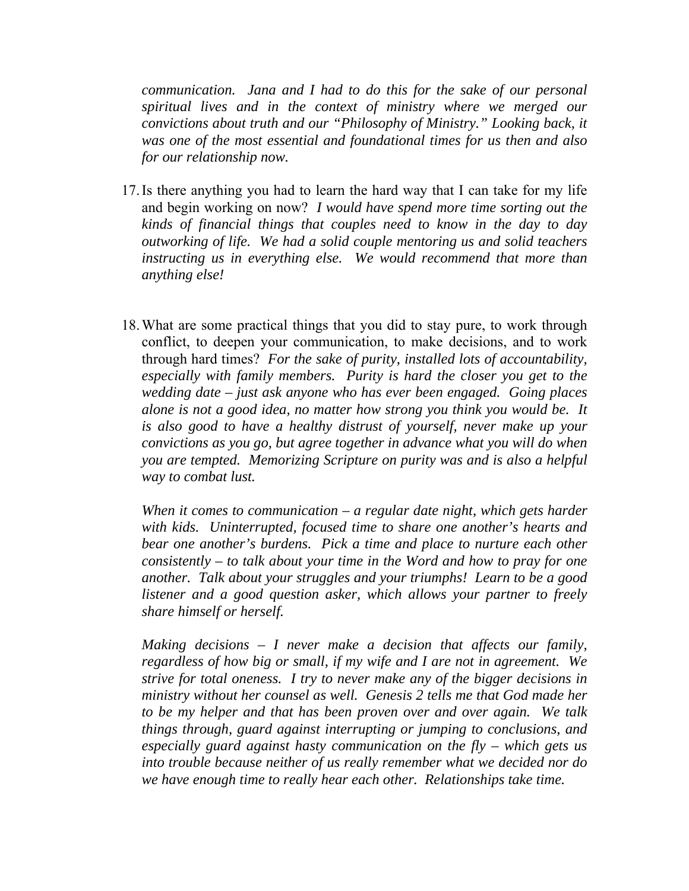*communication. Jana and I had to do this for the sake of our personal spiritual lives and in the context of ministry where we merged our convictions about truth and our "Philosophy of Ministry." Looking back, it was one of the most essential and foundational times for us then and also for our relationship now.*

17. Is there anything you had to learn the hard way that I can take for my life and begin working on now? *I would have spend more time sorting out the kinds of financial things that couples need to know in the day to day outworking of life. We had a solid couple mentoring us and solid teachers instructing us in everything else. We would recommend that more than anything else!*

18. What are some practical things that you did to stay pure, to work through conflict, to deepen your communication, to make decisions, and to work through hard times? *For the sake of purity, installed lots of accountability, especially with family members. Purity is hard the closer you get to the wedding date – just ask anyone who has ever been engaged. Going places alone is not a good idea, no matter how strong you think you would be. It is also good to have a healthy distrust of yourself, never make up your convictions as you go, but agree together in advance what you will do when you are tempted. Memorizing Scripture on purity was and is also a helpful way to combat lust.*

    *When it comes to communication – a regular date night, which gets harder with kids. Uninterrupted, focused time to share one another's hearts and bear one another's burdens. Pick a time and place to nurture each other consistently – to talk about your time in the Word and how to pray for one another. Talk about your struggles and your triumphs! Learn to be a good listener and a good question asker, which allows your partner to freely share himself or herself.*

    *Making decisions – I never make a decision that affects our family, regardless of how big or small, if my wife and I are not in agreement. We strive for total oneness. I try to never make any of the bigger decisions in ministry without her counsel as well. Genesis 2 tells me that God made her to be my helper and that has been proven over and over again. We talk things through, guard against interrupting or jumping to conclusions, and especially guard against hasty communication on the fly – which gets us into trouble because neither of us really remember what we decided nor do we have enough time to really hear each other. Relationships take time.*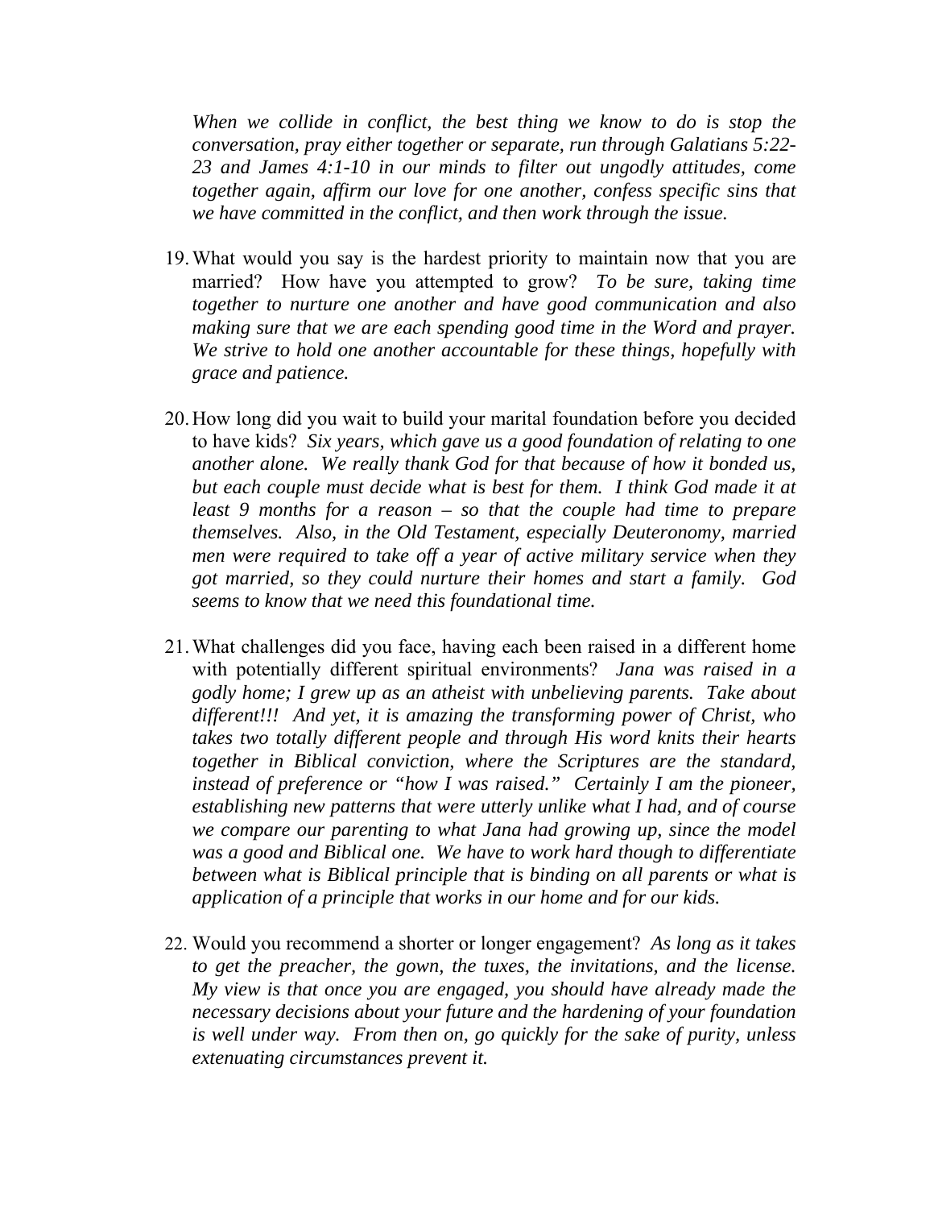*When we collide in conflict, the best thing we know to do is stop the conversation, pray either together or separate, run through Galatians 5:22-23 and James 4:1-10 in our minds to filter out ungodly attitudes, come together again, affirm our love for one another, confess specific sins that we have committed in the conflict, and then work through the issue.*

19. What would you say is the hardest priority to maintain now that you are married? How have you attempted to grow? *To be sure, taking time together to nurture one another and have good communication and also making sure that we are each spending good time in the Word and prayer. We strive to hold one another accountable for these things, hopefully with grace and patience.*

20. How long did you wait to build your marital foundation before you decided to have kids? *Six years, which gave us a good foundation of relating to one another alone. We really thank God for that because of how it bonded us, but each couple must decide what is best for them. I think God made it at least 9 months for a reason – so that the couple had time to prepare themselves. Also, in the Old Testament, especially Deuteronomy, married men were required to take off a year of active military service when they got married, so they could nurture their homes and start a family. God seems to know that we need this foundational time.*

21. What challenges did you face, having each been raised in a different home with potentially different spiritual environments? *Jana was raised in a godly home; I grew up as an atheist with unbelieving parents. Take about different!!! And yet, it is amazing the transforming power of Christ, who takes two totally different people and through His word knits their hearts together in Biblical conviction, where the Scriptures are the standard, instead of preference or "how I was raised." Certainly I am the pioneer, establishing new patterns that were utterly unlike what I had, and of course we compare our parenting to what Jana had growing up, since the model was a good and Biblical one. We have to work hard though to differentiate between what is Biblical principle that is binding on all parents or what is application of a principle that works in our home and for our kids.*

22. Would you recommend a shorter or longer engagement? *As long as it takes to get the preacher, the gown, the tuxes, the invitations, and the license. My view is that once you are engaged, you should have already made the necessary decisions about your future and the hardening of your foundation is well under way. From then on, go quickly for the sake of purity, unless extenuating circumstances prevent it.*